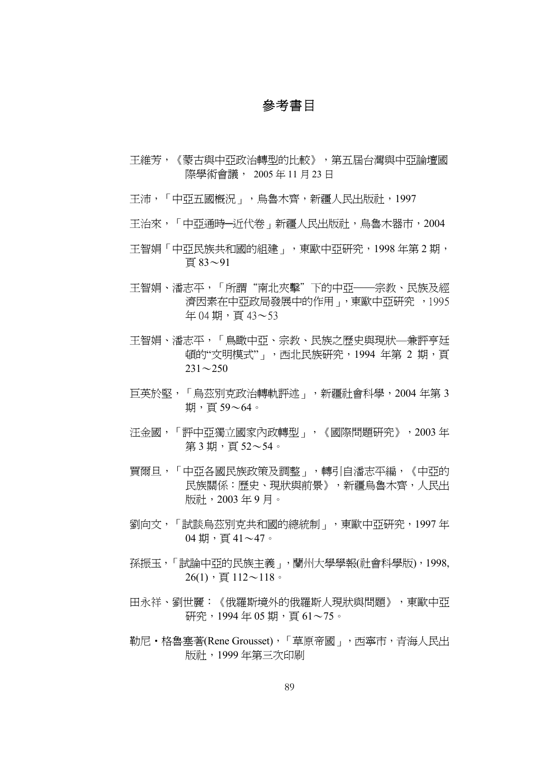# 參考書目

王維芳，《蒙古與中亞政治轉型的比較》，第五屆台灣與中亞論壇國際學術會議， 2005 年 11 月 23 日

王沛，「中亞五國概況」，烏魯木齊，新疆人民出版社，1997

王治來，「中亞通時─近代卷」新疆人民出版社，烏魯木器市，2004

王智娟「中亞民族共和國的組建」，東歐中亞研究，1998 年第 2 期，頁 83～91

王智娟、潘志平，「所謂“南北夾擊”下的中亞——宗教、民族及經濟因素在中亞政局發展中的作用」，東歐中亞研究 ，1995 年 04 期，頁 43～53

王智娟、潘志平，「鳥瞰中亞、宗教、民族之歷史與現狀—兼評亨廷頓的“文明模式”」，西北民族研究，1994 年第 2 期，頁 231～250

巨英於堅，「烏茲別克政治轉軌評述」，新疆社會科學，2004 年第 3 期，頁 59～64。

汪金國，「評中亞獨立國家內政轉型」，《國際問題研究》，2003 年第 3 期，頁 52～54。

買爾旦，「中亞各國民族政策及調整」，轉引自潘志平編，《中亞的民族關係：歷史、現狀與前景》，新疆烏魯木齊，人民出版社，2003 年 9 月。

劉向文，「試談烏茲別克共和國的總統制」，東歐中亞研究，1997 年 04 期，頁 41～47。

孫振玉，「試論中亞的民族主義」，蘭州大學學報(社會科學版)，1998, 26(1)，頁 112～118。

田永祥、劉世麗：《俄羅斯境外的俄羅斯人現狀與問題》，東歐中亞研究，1994 年 05 期，頁 61～75。

勒尼・格魯塞著(Rene Grousset)，「草原帝國」，西寧市，青海人民出版社，1999 年第三次印刷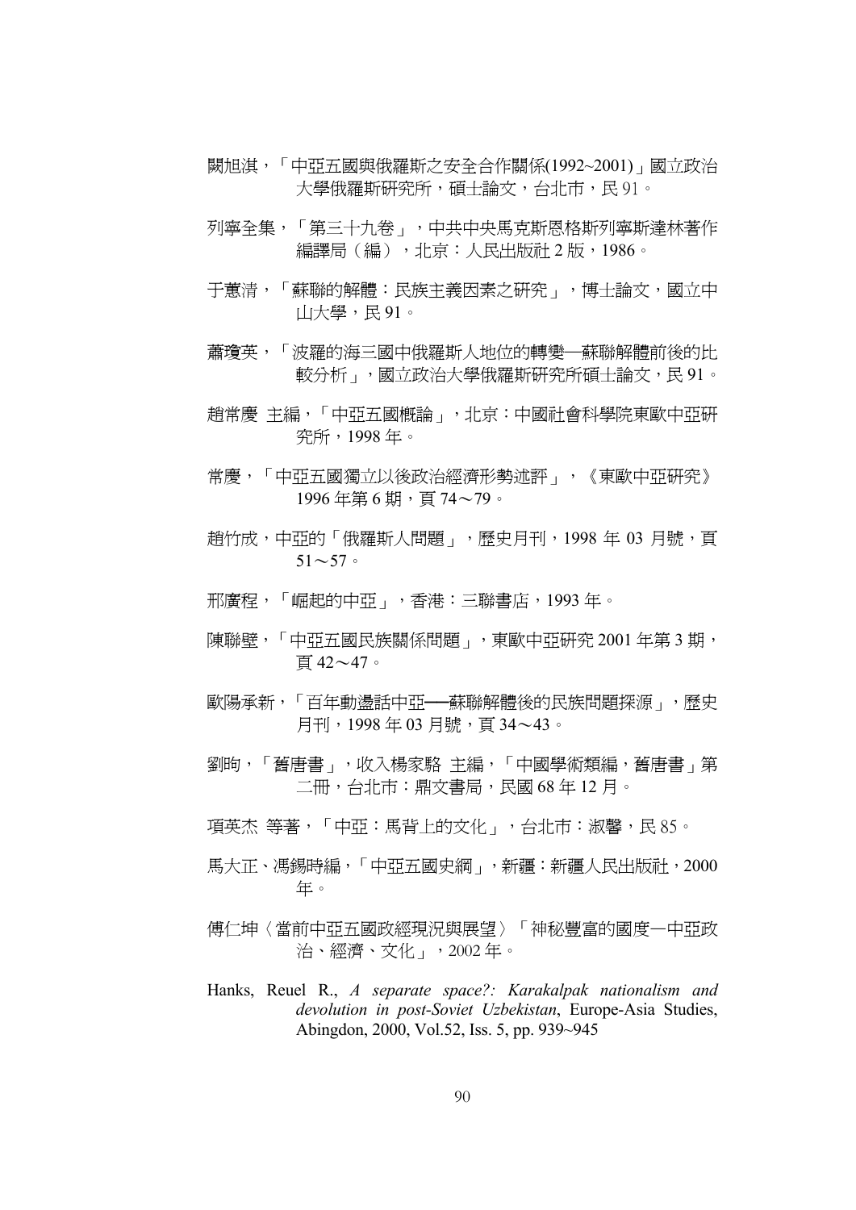闞旭淇，「中亞五國與俄羅斯之安全合作關係(1992~2001)」國立政治大學俄羅斯研究所，碩士論文，台北市，民 91。

列寧全集，「第三十九卷」，中共中央馬克斯恩格斯列寧斯達林著作編譯局（編），北京：人民出版社 2 版，1986。

于蕙清，「蘇聯的解體：民族主義因素之研究」，博士論文，國立中山大學，民 91。

蕭瓊英，「波羅的海三國中俄羅斯人地位的轉變—蘇聯解體前後的比較分析」，國立政治大學俄羅斯研究所碩士論文，民 91。

趙常慶 主編，「中亞五國概論」，北京：中國社會科學院東歐中亞研究所，1998 年。

常慶，「中亞五國獨立以後政治經濟形勢述評」，《東歐中亞研究》1996 年第 6 期，頁 74～79。

趙竹成，中亞的「俄羅斯人問題」，歷史月刊，1998 年 03 月號，頁 51～57。

邢廣程，「崛起的中亞」，香港：三聯書店，1993 年。

陳聯璧，「中亞五國民族關係問題」，東歐中亞研究 2001 年第 3 期，頁 42～47。

歐陽承新，「百年動盪話中亞──蘇聯解體後的民族問題探源」，歷史月刊，1998 年 03 月號，頁 34～43。

劉昫，「舊唐書」，收入楊家駱 主編，「中國學術類編，舊唐書」第二冊，台北市：鼎文書局，民國 68 年 12 月。

項英杰 等著，「中亞：馬背上的文化」，台北市：淑馨，民 85。

馬大正、馮錫時編，「中亞五國史綱」，新疆：新疆人民出版社，2000 年。

傅仁坤〈當前中亞五國政經現況與展望〉「神秘豐富的國度一中亞政治、經濟、文化」，2002 年。

Hanks, Reuel R., *A separate space?: Karakalpak nationalism and devolution in post-Soviet Uzbekistan*, Europe-Asia Studies, Abingdon, 2000, Vol.52, Iss. 5, pp. 939~945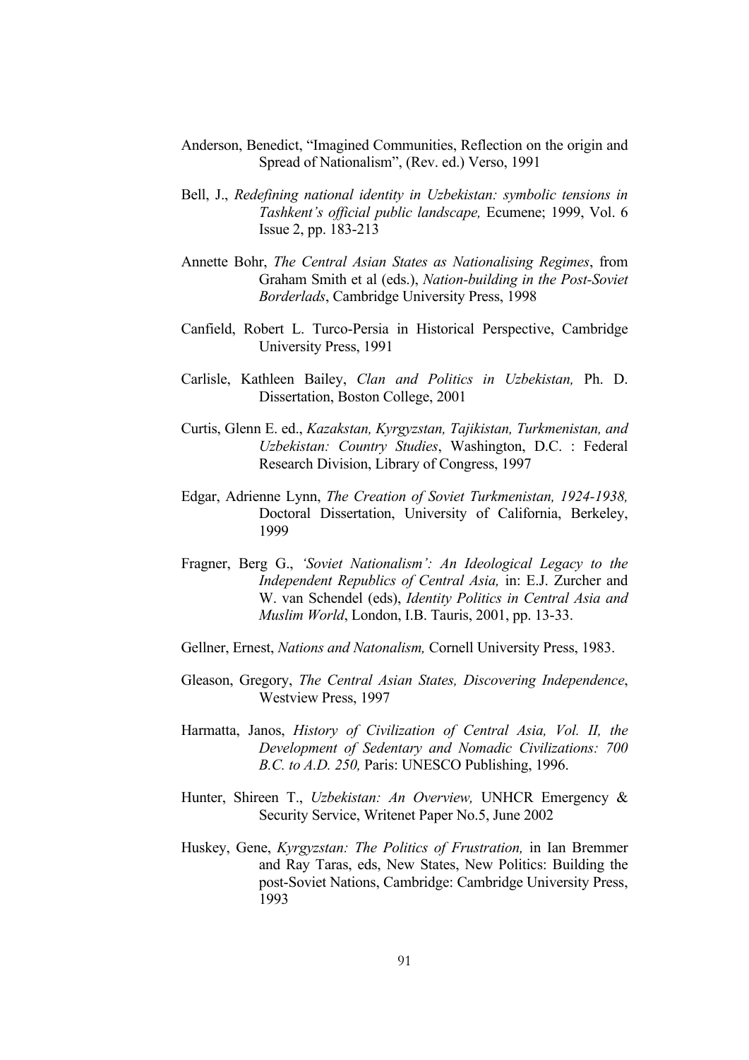Anderson, Benedict, "Imagined Communities, Reflection on the origin and Spread of Nationalism", (Rev. ed.) Verso, 1991

Bell, J., *Redefining national identity in Uzbekistan: symbolic tensions in Tashkent's official public landscape,* Ecumene; 1999, Vol. 6 Issue 2, pp. 183-213

Annette Bohr, *The Central Asian States as Nationalising Regimes*, from Graham Smith et al (eds.), *Nation-building in the Post-Soviet Borderlads*, Cambridge University Press, 1998

Canfield, Robert L. Turco-Persia in Historical Perspective, Cambridge University Press, 1991

Carlisle, Kathleen Bailey, *Clan and Politics in Uzbekistan,* Ph. D. Dissertation, Boston College, 2001

Curtis, Glenn E. ed., *Kazakstan, Kyrgyzstan, Tajikistan, Turkmenistan, and Uzbekistan: Country Studies*, Washington, D.C. : Federal Research Division, Library of Congress, 1997

Edgar, Adrienne Lynn, *The Creation of Soviet Turkmenistan, 1924-1938,* Doctoral Dissertation, University of California, Berkeley, 1999

Fragner, Berg G., *'Soviet Nationalism': An Ideological Legacy to the Independent Republics of Central Asia,* in: E.J. Zurcher and W. van Schendel (eds), *Identity Politics in Central Asia and Muslim World*, London, I.B. Tauris, 2001, pp. 13-33.

Gellner, Ernest, *Nations and Natonalism,* Cornell University Press, 1983.

Gleason, Gregory, *The Central Asian States, Discovering Independence*, Westview Press, 1997

Harmatta, Janos, *History of Civilization of Central Asia, Vol. II, the Development of Sedentary and Nomadic Civilizations: 700 B.C. to A.D. 250,* Paris: UNESCO Publishing, 1996.

Hunter, Shireen T., *Uzbekistan: An Overview,* UNHCR Emergency & Security Service, Writenet Paper No.5, June 2002

Huskey, Gene, *Kyrgyzstan: The Politics of Frustration,* in Ian Bremmer and Ray Taras, eds, New States, New Politics: Building the post-Soviet Nations, Cambridge: Cambridge University Press, 1993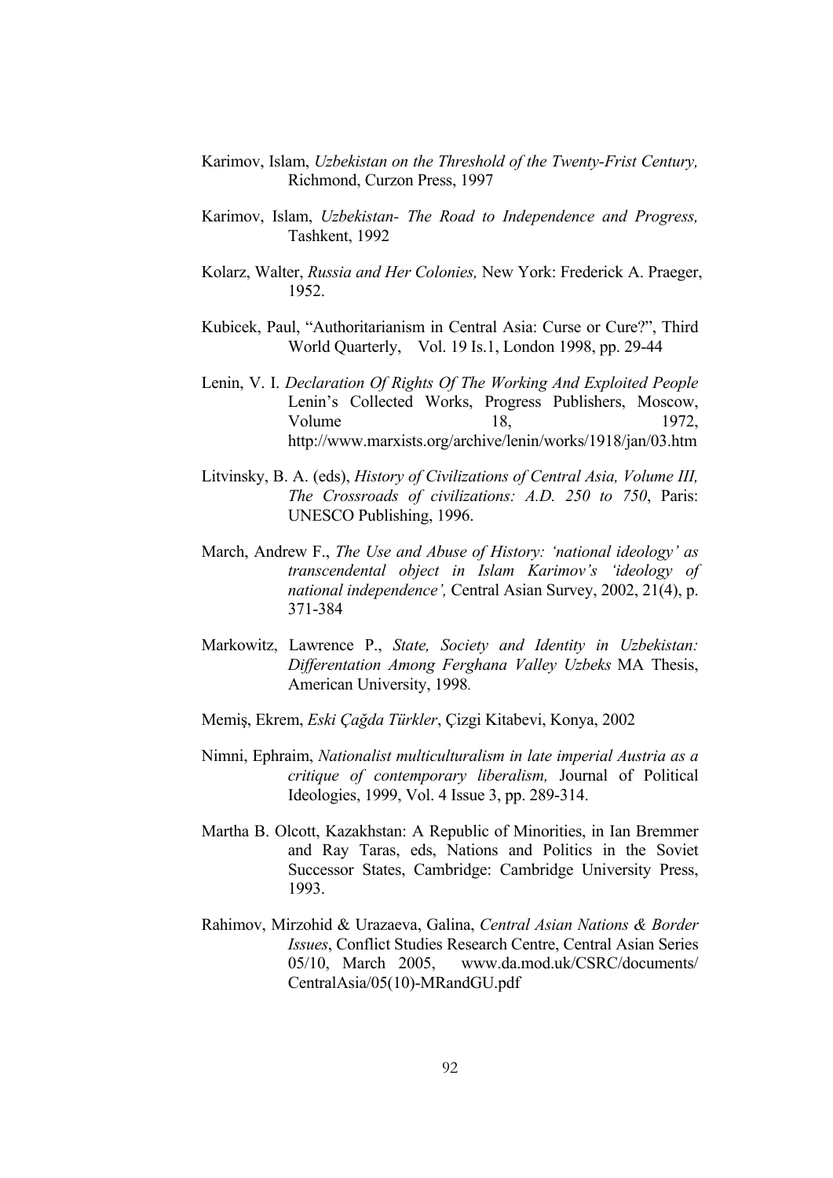Karimov, Islam, *Uzbekistan on the Threshold of the Twenty-Frist Century,* Richmond, Curzon Press, 1997

Karimov, Islam, *Uzbekistan- The Road to Independence and Progress,* Tashkent, 1992

Kolarz, Walter, *Russia and Her Colonies,* New York: Frederick A. Praeger, 1952.

Kubicek, Paul, "Authoritarianism in Central Asia: Curse or Cure?", Third World Quarterly, Vol. 19 Is.1, London 1998, pp. 29-44

Lenin, V. I. *Declaration Of Rights Of The Working And Exploited People* Lenin's Collected Works, Progress Publishers, Moscow, Volume 18, 1972, http://www.marxists.org/archive/lenin/works/1918/jan/03.htm

Litvinsky, B. A. (eds), *History of Civilizations of Central Asia, Volume III, The Crossroads of civilizations: A.D. 250 to 750*, Paris: UNESCO Publishing, 1996.

March, Andrew F., *The Use and Abuse of History: 'national ideology' as transcendental object in Islam Karimov's 'ideology of national independence',* Central Asian Survey, 2002, 21(4), p. 371-384

Markowitz, Lawrence P., *State, Society and Identity in Uzbekistan: Differentation Among Ferghana Valley Uzbeks* MA Thesis, American University, 1998.

Memiş, Ekrem, *Eski Çağda Türkler*, Çizgi Kitabevi, Konya, 2002

Nimni, Ephraim, *Nationalist multiculturalism in late imperial Austria as a critique of contemporary liberalism,* Journal of Political Ideologies, 1999, Vol. 4 Issue 3, pp. 289-314.

Martha B. Olcott, Kazakhstan: A Republic of Minorities, in Ian Bremmer and Ray Taras, eds, Nations and Politics in the Soviet Successor States, Cambridge: Cambridge University Press, 1993.

Rahimov, Mirzohid & Urazaeva, Galina, *Central Asian Nations & Border Issues*, Conflict Studies Research Centre, Central Asian Series 05/10, March 2005, www.da.mod.uk/CSRC/documents/CentralAsia/05(10)-MRandGU.pdf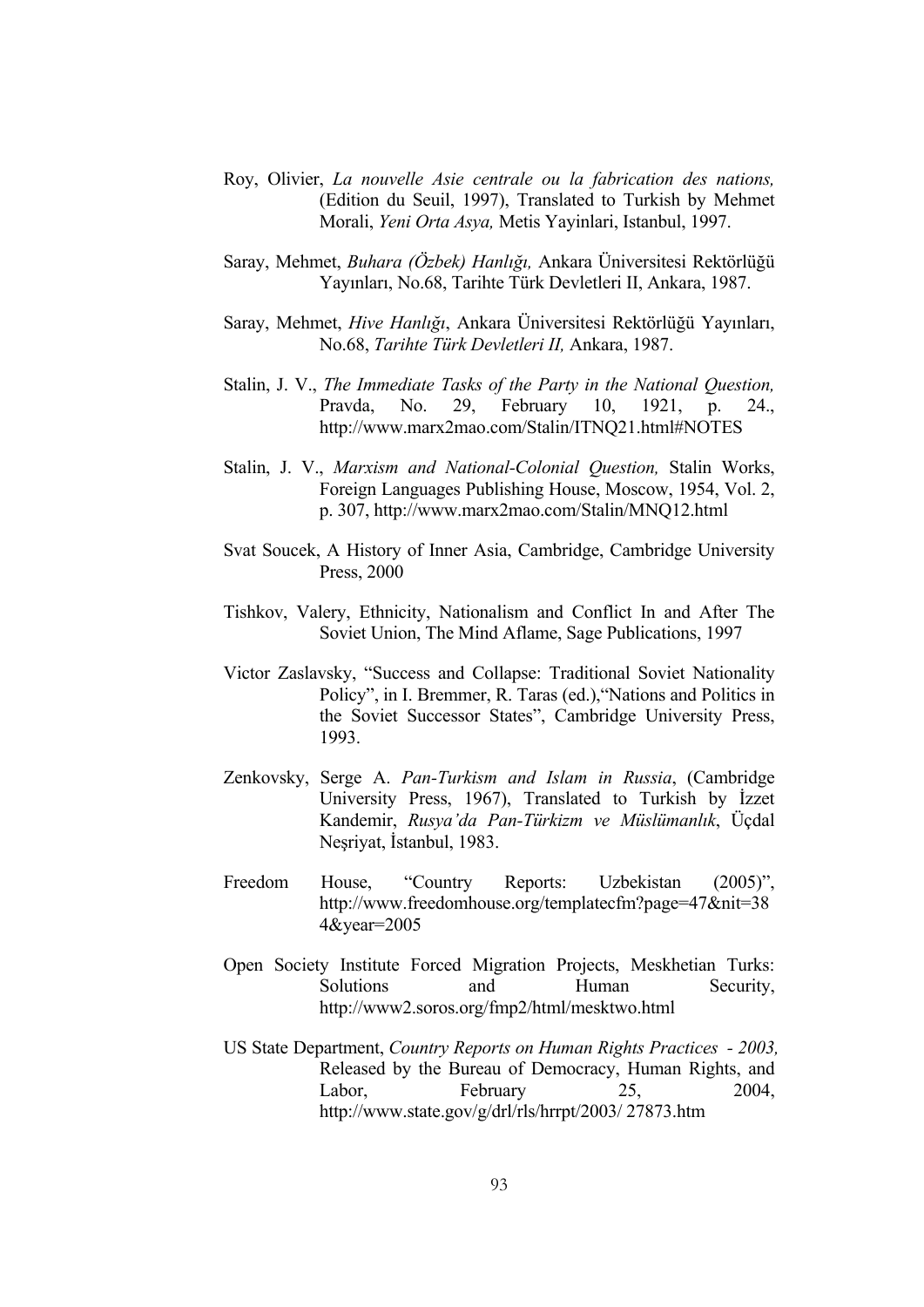Roy, Olivier, *La nouvelle Asie centrale ou la fabrication des nations,* (Edition du Seuil, 1997), Translated to Turkish by Mehmet Morali, *Yeni Orta Asya,* Metis Yayinlari, Istanbul, 1997.

Saray, Mehmet, *Buhara (Özbek) Hanlığı,* Ankara Üniversitesi Rektörlüğü Yayınları, No.68, Tarihte Türk Devletleri II, Ankara, 1987.

Saray, Mehmet, *Hive Hanlığı*, Ankara Üniversitesi Rektörlüğü Yayınları, No.68, *Tarihte Türk Devletleri II,* Ankara, 1987.

Stalin, J. V., *The Immediate Tasks of the Party in the National Question,* Pravda, No. 29, February 10, 1921, p. 24., http://www.marx2mao.com/Stalin/ITNQ21.html#NOTES

Stalin, J. V., *Marxism and National-Colonial Question,* Stalin Works, Foreign Languages Publishing House, Moscow, 1954, Vol. 2, p. 307, http://www.marx2mao.com/Stalin/MNQ12.html

Svat Soucek, A History of Inner Asia, Cambridge, Cambridge University Press, 2000

Tishkov, Valery, Ethnicity, Nationalism and Conflict In and After The Soviet Union, The Mind Aflame, Sage Publications, 1997

Victor Zaslavsky, "Success and Collapse: Traditional Soviet Nationality Policy", in I. Bremmer, R. Taras (ed.),"Nations and Politics in the Soviet Successor States", Cambridge University Press, 1993.

Zenkovsky, Serge A. *Pan-Turkism and Islam in Russia*, (Cambridge University Press, 1967), Translated to Turkish by İzzet Kandemir, *Rusya'da Pan-Türkizm ve Müslümanlık*, Üçdal Neşriyat, İstanbul, 1983.

Freedom House, "Country Reports: Uzbekistan (2005)", http://www.freedomhouse.org/templatecfm?page=47&nit=384&year=2005

Open Society Institute Forced Migration Projects, Meskhetian Turks: Solutions and Human Security, http://www2.soros.org/fmp2/html/mesktwo.html

US State Department, *Country Reports on Human Rights Practices - 2003,* Released by the Bureau of Democracy, Human Rights, and Labor, February 25, 2004, http://www.state.gov/g/drl/rls/hrrpt/2003/ 27873.htm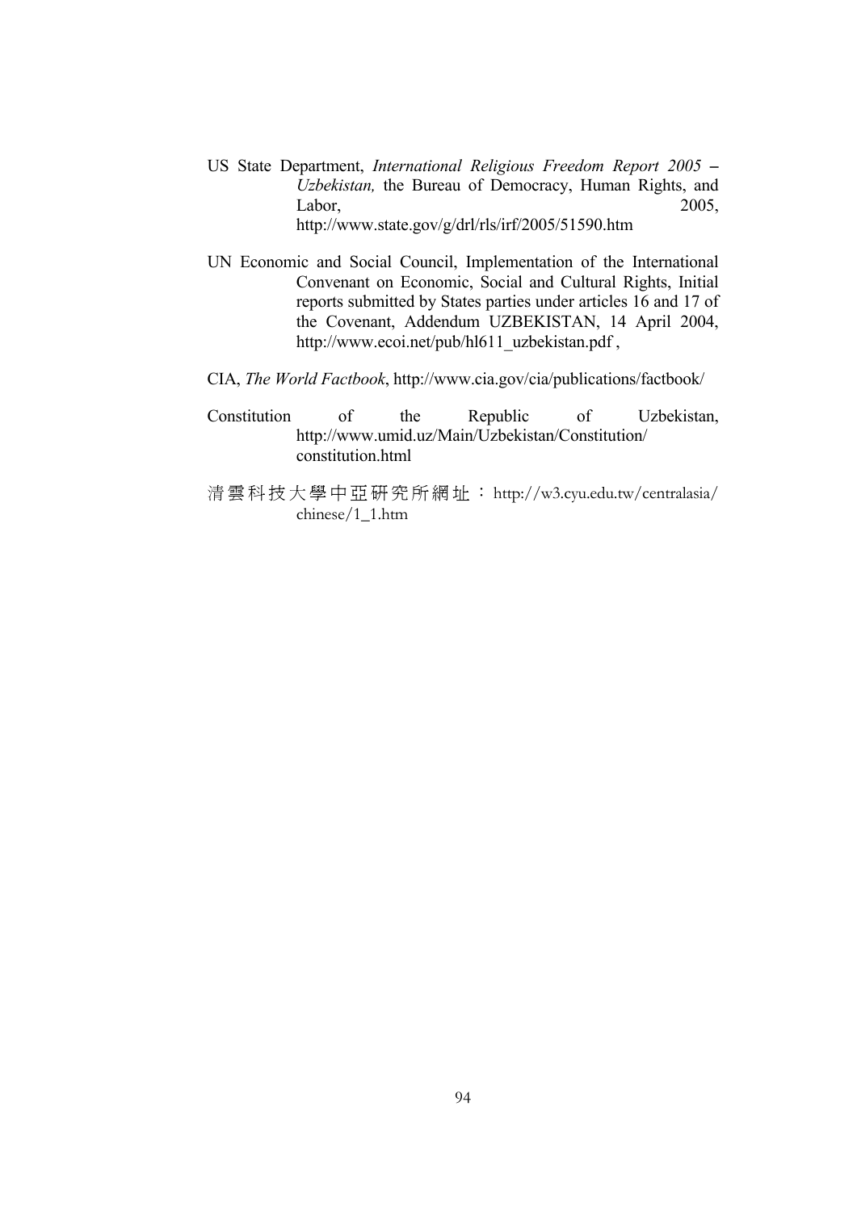US State Department, *International Religious Freedom Report 2005 – Uzbekistan,* the Bureau of Democracy, Human Rights, and Labor, 2005, http://www.state.gov/g/drl/rls/irf/2005/51590.htm

UN Economic and Social Council, Implementation of the International Convenant on Economic, Social and Cultural Rights, Initial reports submitted by States parties under articles 16 and 17 of the Covenant, Addendum UZBEKISTAN, 14 April 2004, http://www.ecoi.net/pub/hl611_uzbekistan.pdf ,

CIA, *The World Factbook*, http://www.cia.gov/cia/publications/factbook/

Constitution of the Republic of Uzbekistan, http://www.umid.uz/Main/Uzbekistan/Constitution/constitution.html

清雲科技大學中亞研究所網址：http://w3.cyu.edu.tw/centralasia/chinese/1_1.htm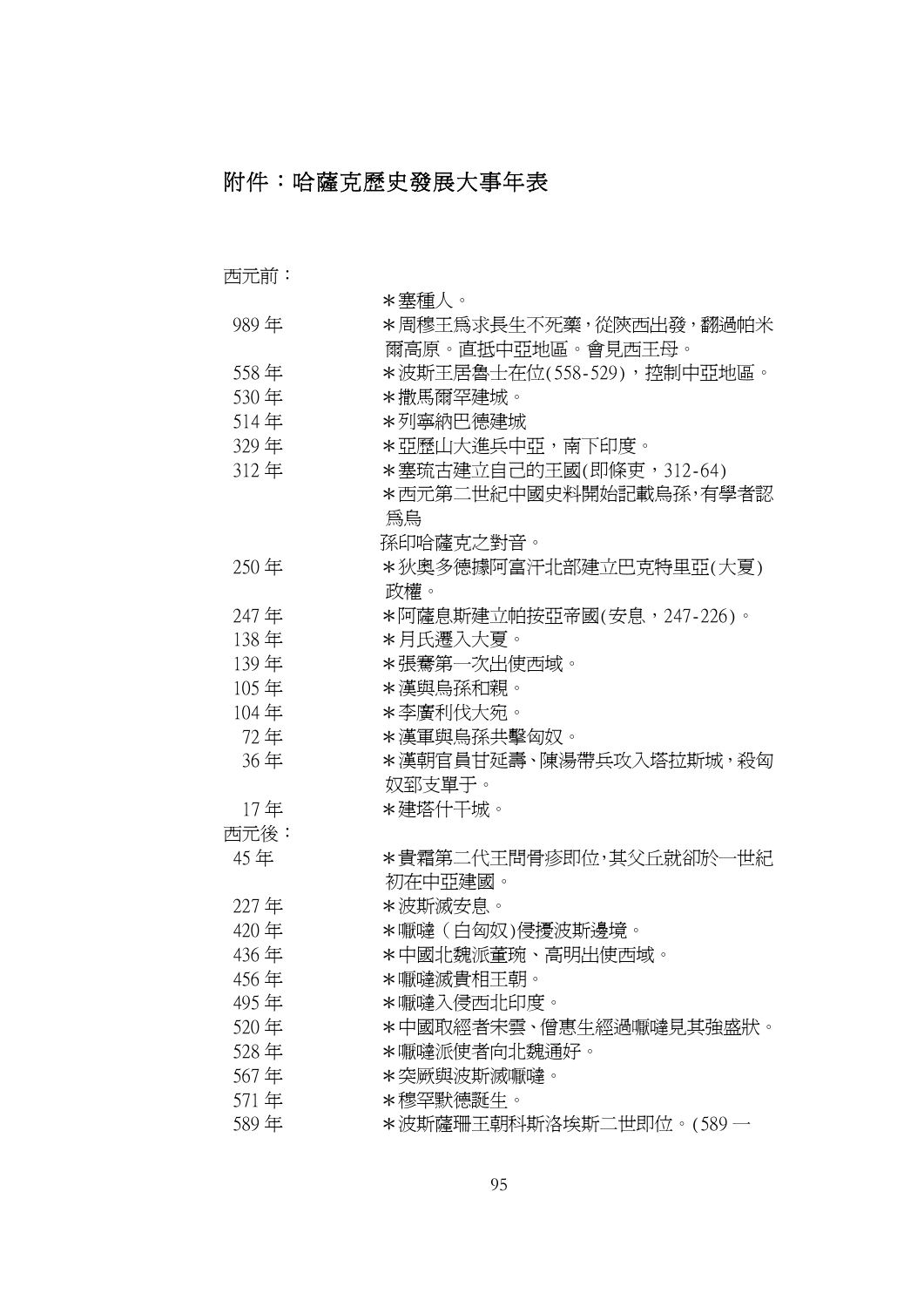# 附件：哈薩克歷史發展大事年表

西元前：

| | |
|---|---|
| | *塞種人。 |
| 989 年 | *周穆王爲求長生不死藥，從陝西出發，翻過帕米爾高原。直抵中亞地區。會見西王母。 |
| 558 年 | *波斯王居魯士在位(558-529)，控制中亞地區。 |
| 530 年 | *撒馬爾罕建城。 |
| 514 年 | *列寧納巴德建城 |
| 329 年 | *亞歷山大進兵中亞，南下印度。 |
| 312 年 | *塞琉古建立自己的王國(即條吏，312-64) |
| | *西元第二世紀中國史料開始記載烏孫，有學者認爲烏<br>孫印哈薩克之對音。 |
| 250 年 | *狄奧多德據阿富汗北部建立巴克特里亞(大夏)政權。 |
| 247 年 | *阿薩息斯建立帕按亞帝國(安息，247-226)。 |
| 138 年 | *月氏遷入大夏。 |
| 139 年 | *張騫第一次出使西域。 |
| 105 年 | *漢與烏孫和親。 |
| 104 年 | *李廣利伐大宛。 |
| 72 年 | *漢軍與烏孫共擊匈奴。 |
| 36 年 | *漢朝官員甘延壽、陳湯帶兵攻入塔拉斯城，殺匈奴郅支單于。 |
| 17 年 | *建塔什干城。 |

西元後：

| | |
|---|---|
| 45 年 | *貴霜第二代王閆骨疹即位，其父丘就卻於一世紀初在中亞建國。 |
| 227 年 | *波斯滅安息。 |
| 420 年 | *嚈噠（白匈奴)侵擾波斯邊境。 |
| 436 年 | *中國北魏派董琬、高明出使西域。 |
| 456 年 | *嚈噠滅貴相王朝。 |
| 495 年 | *嚈噠入侵西北印度。 |
| 520 年 | *中國取經者宋雲、僧惠生經過嚈噠見其強盛狀。 |
| 528 年 | *嚈噠派使者向北魏通好。 |
| 567 年 | *突厥與波斯滅嚈噠。 |
| 571 年 | *穆罕默德誕生。 |
| 589 年 | *波斯薩珊王朝科斯洛埃斯二世即位。(589 一 |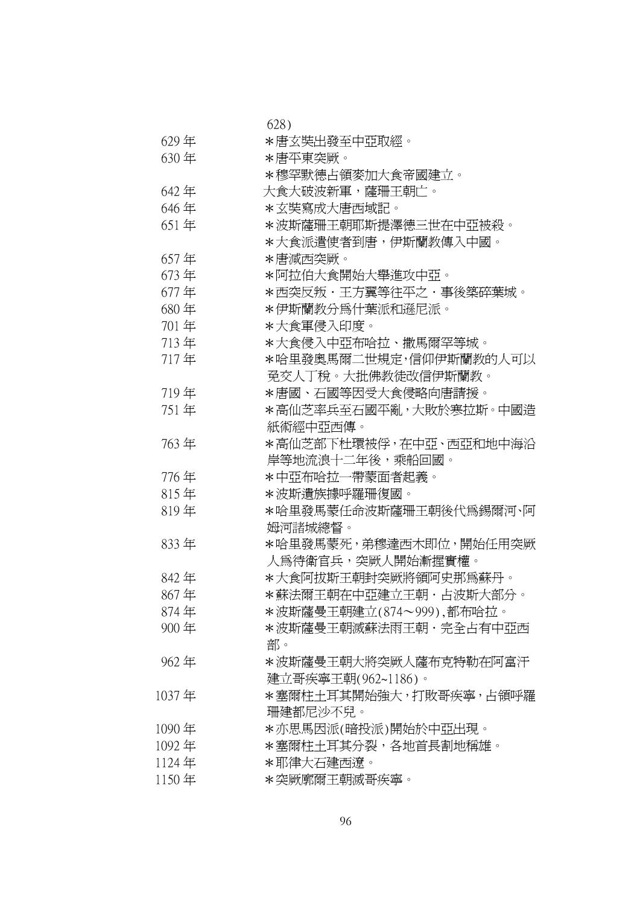628）

| | |
|---|---|
| 629 年 | *唐玄奘出發至中亞取經。 |
| 630 年 | *唐平東突厥。 |
| | *穆罕默德占領麥加大食帝國建立。 |
| 642 年 | 大食大破波新軍，薩珊王朝亡。 |
| 646 年 | *玄奘寫成大唐西域記。 |
| 651 年 | *波斯薩珊王朝耶斯提澤德三世在中亞被殺。 |
| | *大食派遣使者到唐，伊斯蘭教傳入中國。 |
| 657 年 | *唐滅西突厥。 |
| 673 年 | *阿拉伯大食開始大舉進攻中亞。 |
| 677 年 | *西突反叛，王方翼等往平之，事後築碎葉城。 |
| 680 年 | *伊斯蘭教分為什葉派和遜尼派。 |
| 701 年 | *大食軍侵入印度。 |
| 713 年 | *大食侵入中亞布哈拉、撒馬爾罕等城。 |
| 717 年 | *哈里發奧馬爾二世規定，信仰伊斯蘭教的人可以免交人丁稅。大批佛教徒改信伊斯蘭教。 |
| 719 年 | *唐國、石國等因受大食侵略向唐請援。 |
| 751 年 | *高仙芝率兵至石國平亂，大敗於寒拉斯。中國造紙術經中亞西傳。 |
| 763 年 | *高仙芝部下杜環被俘，在中亞、西亞和地中海沿岸等地流浪十二年後，乘船回國。 |
| 776 年 | *中亞布哈拉一帶蒙面者起義。 |
| 815 年 | *波斯遺族據呼羅珊復國。 |
| 819 年 | *哈里發馬蒙任命波斯薩珊王朝後代為錫爾河、阿姆河諸城總督。 |
| 833 年 | *哈里發馬蒙死，弟穆達西木即位，開始任用突厥人為待衛官兵，突厥人開始漸握實權。 |
| 842 年 | *大食阿拔斯王朝封突厥將領阿史那為蘇丹。 |
| 867 年 | *蘇法爾王朝在中亞建立王朝，占波斯大部分。 |
| 874 年 | *波斯薩曼王朝建立(874～999)，都布哈拉。 |
| 900 年 | *波斯薩曼王朝滅蘇法雨王朝，完全占有中亞西部。 |
| 962 年 | *波斯薩曼王朝大將突厥人薩布克特勤在阿富汗建立哥疾寧王朝(962~1186)。 |
| 1037 年 | *塞爾柱土耳其開始強大，打敗哥疾寧，占領呼羅珊建都尼沙不兒。 |
| 1090 年 | *亦思馬因派(暗投派)開始於中亞出現。 |
| 1092 年 | *塞爾柱土耳其分裂，各地首長割地稱雄。 |
| 1124 年 | *耶律大石建西遼。 |
| 1150 年 | *突厥廓爾王朝滅哥疾寧。 |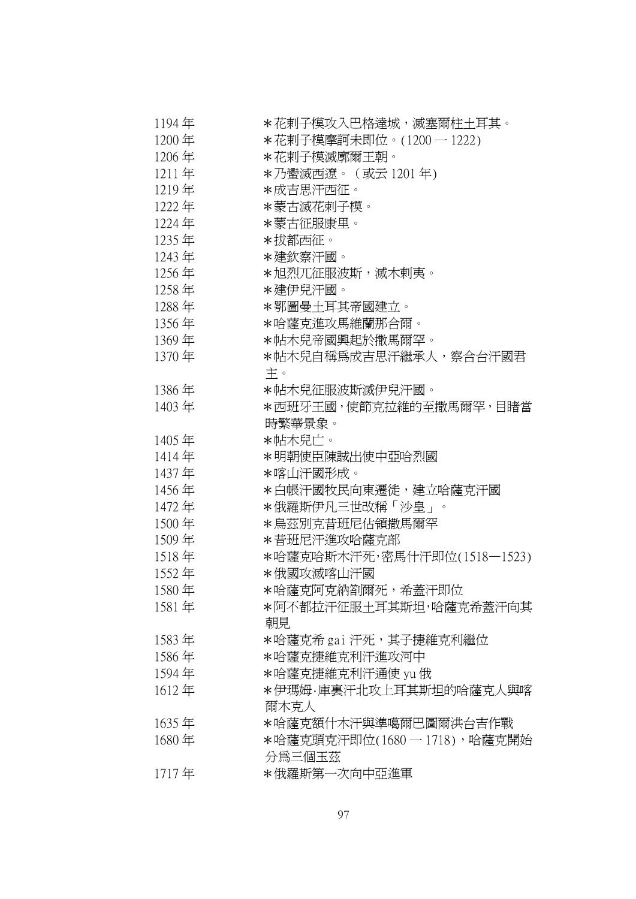| | |
|---|---|
| 1194 年 | *花剌子模攻入巴格達城，滅塞爾柱土耳其。 |
| 1200 年 | *花剌子模摩訶末即位。(1200 一 1222) |
| 1206 年 | *花剌子模滅廓爾王朝。 |
| 1211 年 | *乃蠻滅西遼。（或云 1201 年) |
| 1219 年 | *成吉思汗西征。 |
| 1222 年 | *蒙古滅花剌子模。 |
| 1224 年 | *蒙古征服康里。 |
| 1235 年 | *拔都西征。 |
| 1243 年 | *建欽察汗國。 |
| 1256 年 | *旭烈兀征服波斯，滅木剌夷。 |
| 1258 年 | *建伊兒汗國。 |
| 1288 年 | *鄂圖曼土耳其帝國建立。 |
| 1356 年 | *哈薩克進攻馬維蘭那合爾。 |
| 1369 年 | *帖木兒帝國興起於撒馬爾罕。 |
| 1370 年 | *帖木兒自稱爲成吉思汗繼承人，察合台汗國君主。 |
| 1386 年 | *帖木兒征服波斯滅伊兒汗國。 |
| 1403 年 | *西班牙王國，使節克拉維的至撒馬爾罕，目睹當時繁華景象。 |
| 1405 年 | *帖木兒亡。 |
| 1414 年 | *明朝使臣陳誠出使中亞哈烈國 |
| 1437 年 | *喀山汗國形成。 |
| 1456 年 | *白帳汗國牧民向東遷徙，建立哈薩克汗國 |
| 1472 年 | *俄羅斯伊凡三世改稱「沙皇」。 |
| 1500 年 | *烏茲別克昔班尼佔領撒馬爾罕 |
| 1509 年 | *昔班尼汗進攻哈薩克部 |
| 1518 年 | *哈薩克哈斯木汗死，密馬什汗即位(1518—1523) |
| 1552 年 | *俄國攻滅喀山汗國 |
| 1580 年 | *哈薩克阿克納劄爾死，希蓋汗即位 |
| 1581 年 | *阿不都拉汗征服土耳其斯坦，哈薩克希蓋汗向其朝見 |
| 1583 年 | *哈薩克希 gai 汗死，其子捷維克利繼位 |
| 1586 年 | *哈薩克捷維克利汗進攻河中 |
| 1594 年 | *哈薩克捷維克利汗通使 yu 俄 |
| 1612 年 | *伊瑪姆·庫裏汗北攻上耳其斯坦的哈薩克人與喀爾木克人 |
| 1635 年 | *哈薩克額什木汗與準噶爾巴圖爾洪台吉作戰 |
| 1680 年 | *哈薩克頭克汗即位(1680 一 1718)，哈薩克開始分爲三個玉茲 |
| 1717 年 | *俄羅斯第一次向中亞進軍 |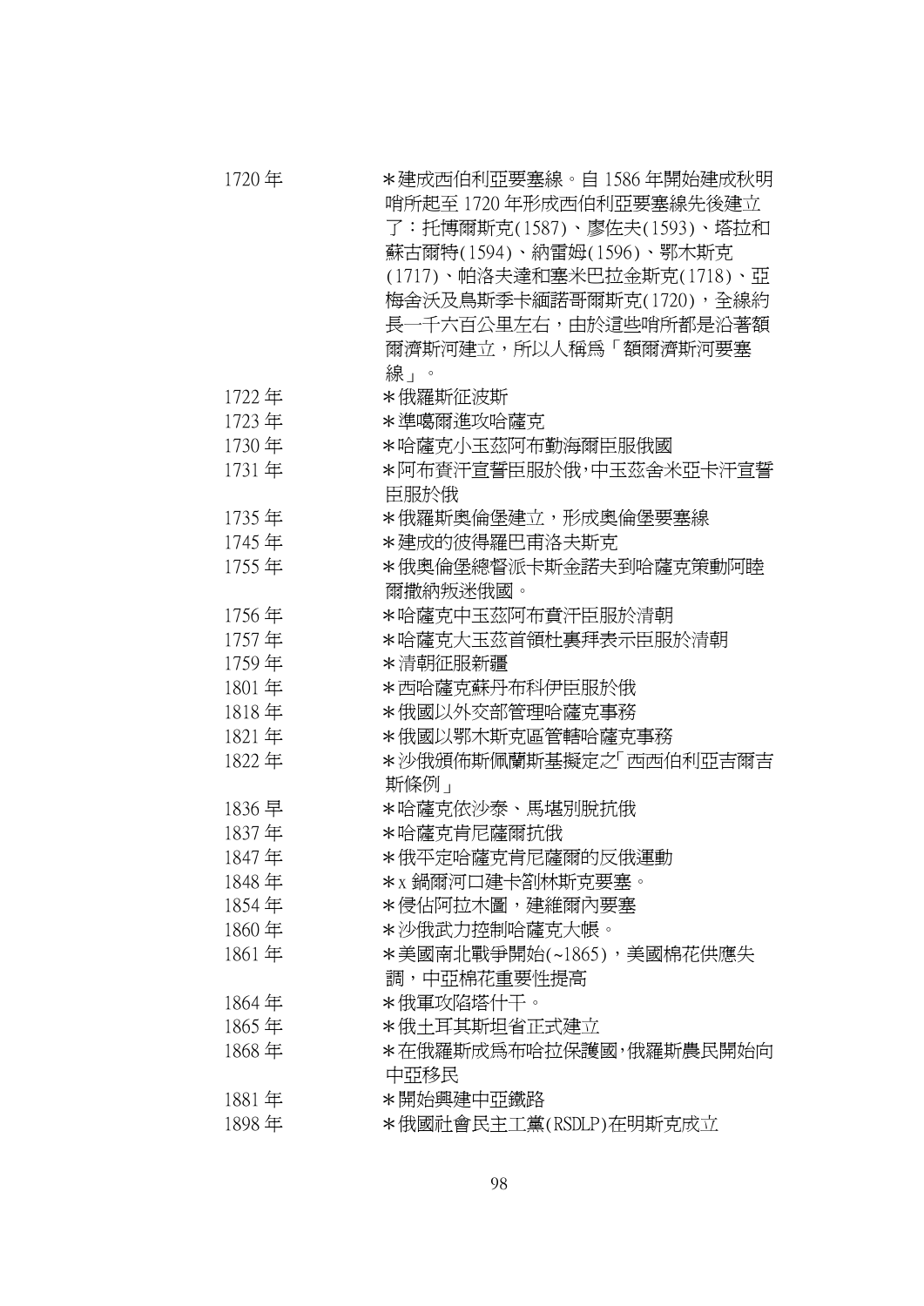| | |
|---|---|
| 1720 年 | *建成西伯利亞要塞線。自 1586 年開始建成秋明哨所起至 1720 年形成西伯利亞要塞線先後建立了：托博爾斯克(1587)、廖佐夫(1593)、塔拉和蘇古爾特(1594)、納雷姆(1596)、鄂木斯克(1717)、帕洛夫達和塞米巴拉金斯克(1718)、亞梅舍沃及烏斯季卡緬諾哥爾斯克(1720)，全線約長一千六百公里左右，由於這些哨所都是沿著額爾濟斯河建立，所以人稱為「額爾濟斯河要塞線」。 |
| 1722 年 | *俄羅斯征波斯 |
| 1723 年 | *準噶爾進攻哈薩克 |
| 1730 年 | *哈薩克小玉茲阿布勤海爾臣服俄國 |
| 1731 年 | *阿布資汗宣誓臣服於俄,中玉茲舍米亞卡汗宣誓臣服於俄 |
| 1735 年 | *俄羅斯奧倫堡建立，形成奧倫堡要塞線 |
| 1745 年 | *建成的彼得羅巴甫洛夫斯克 |
| 1755 年 | *俄奧倫堡總督派卡斯金諾夫到哈薩克策動阿睦爾撒納叛迷俄國。 |
| 1756 年 | *哈薩克中玉茲阿布賫汗臣服於清朝 |
| 1757 年 | *哈薩克大玉茲首領杜裏拜表示臣服於清朝 |
| 1759 年 | *清朝征服新疆 |
| 1801 年 | *西哈薩克蘇丹布科伊臣服於俄 |
| 1818 年 | *俄國以外交部管理哈薩克事務 |
| 1821 年 | *俄國以鄂木斯克區管轄哈薩克事務 |
| 1822 年 | *沙俄頒佈斯佩蘭斯基擬定之「西西伯利亞吉爾吉斯條例」 |
| 1836 早 | *哈薩克依沙泰、馬堪別脫抗俄 |
| 1837 年 | *哈薩克肯尼薩爾抗俄 |
| 1847 年 | *俄平定哈薩克肯尼薩爾的反俄運動 |
| 1848 年 | *x 鍋爾河口建卡劄林斯克要塞。 |
| 1854 年 | *侵佔阿拉木圖，建維爾內要塞 |
| 1860 年 | *沙俄武力控制哈薩克大帳。 |
| 1861 年 | *美國南北戰爭開始(~1865)，美國棉花供應失調，中亞棉花重要性提高 |
| 1864 年 | *俄軍攻陷塔什干。 |
| 1865 年 | *俄土耳其斯坦省正式建立 |
| 1868 年 | *在俄羅斯成為布哈拉保護國,俄羅斯農民開始向中亞移民 |
| 1881 年 | *開始興建中亞鐵路 |
| 1898 年 | *俄國社會民主工黨(RSDLP)在明斯克成立 |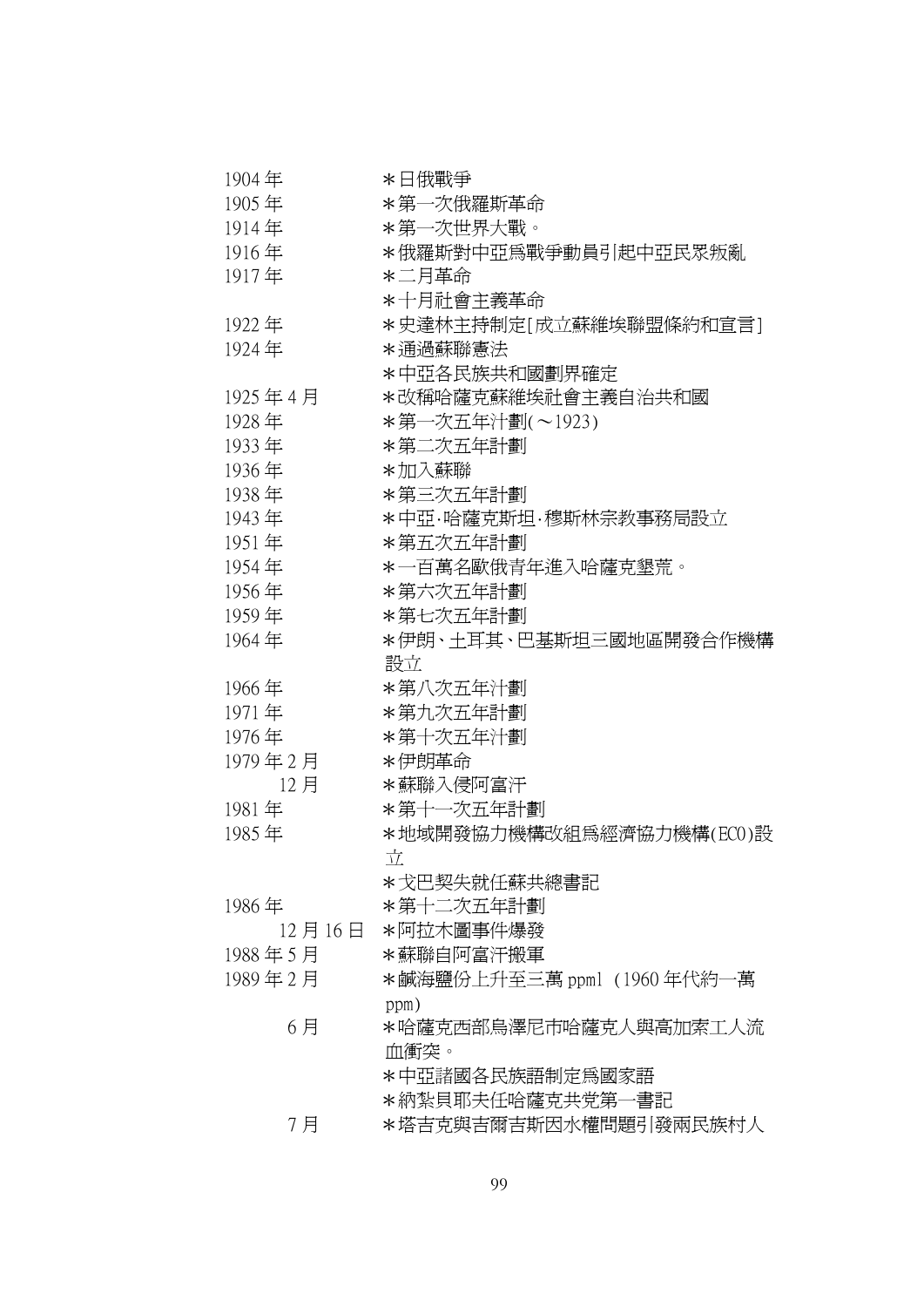| | |
|---|---|
| 1904 年 | *日俄戰爭 |
| 1905 年 | *第一次俄羅斯革命 |
| 1914 年 | *第一次世界大戰。 |
| 1916 年 | *俄羅斯對中亞為戰爭動員引起中亞民眾叛亂 |
| 1917 年 | *二月革命 |
| | *十月社會主義革命 |
| 1922 年 | *史達林主持制定[成立蘇維埃聯盟條約和宣言] |
| 1924 年 | *通過蘇聯憲法 |
| | *中亞各民族共和國劃界確定 |
| 1925 年 4 月 | *改稱哈薩克蘇維埃社會主義自治共和國 |
| 1928 年 | *第一次五年計劃(～1923) |
| 1933 年 | *第二次五年計劃 |
| 1936 年 | *加入蘇聯 |
| 1938 年 | *第三次五年計劃 |
| 1943 年 | *中亞·哈薩克斯坦·穆斯林宗教事務局設立 |
| 1951 年 | *第五次五年計劃 |
| 1954 年 | *一百萬名歐俄青年進入哈薩克墾荒。 |
| 1956 年 | *第六次五年計劃 |
| 1959 年 | *第七次五年計劃 |
| 1964 年 | *伊朗、土耳其、巴基斯坦三國地區開發合作機構設立 |
| 1966 年 | *第八次五年計劃 |
| 1971 年 | *第九次五年計劃 |
| 1976 年 | *第十次五年計劃 |
| 1979 年 2 月 | *伊朗革命 |
| 12 月 | *蘇聯入侵阿富汗 |
| 1981 年 | *第十一次五年計劃 |
| 1985 年 | *地域開發協力機構改組為經濟協力機構(ECO)設立 |
| | *戈巴契夫就任蘇共總書記 |
| 1986 年 | *第十二次五年計劃 |
| 12 月 16 日 | *阿拉木圖事件爆發 |
| 1988 年 5 月 | *蘇聯自阿富汗撤軍 |
| 1989 年 2 月 | *鹹海鹽份上升至三萬 ppml (1960 年代約一萬 ppm) |
| 6 月 | *哈薩克西部烏澤尼市哈薩克人與高加索工人流血衝突。 |
| | *中亞諸國各民族語制定為國家語 |
| | *納紮貝耶夫任哈薩克共党第一書記 |
| 7 月 | *塔吉克與吉爾吉斯因水權問題引發兩民族村人 |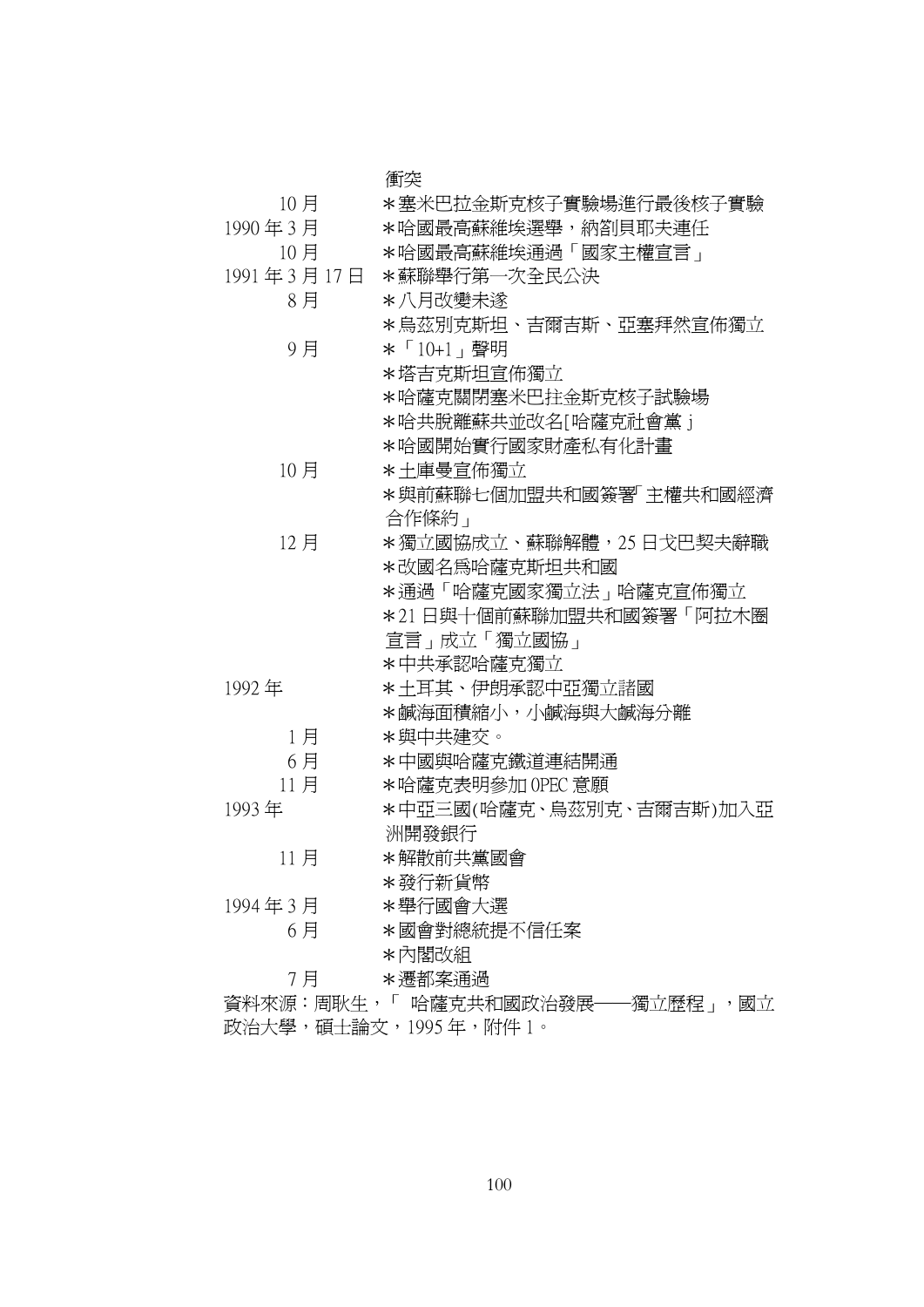| | |
|---|---|
| | 衝突 |
| 10 月 | ＊塞米巴拉金斯克核子實驗場進行最後核子實驗 |
| 1990 年 3 月 | ＊哈國最高蘇維埃選舉，納劄貝耶夫連任 |
| 10 月 | ＊哈國最高蘇維埃通過「國家主權宣言」 |
| 1991 年 3 月 17 日 | ＊蘇聯舉行第一次全民公決 |
| 8 月 | ＊八月政變未遂 |
| | ＊烏茲別克斯坦、吉爾吉斯、亞塞拜然宣佈獨立 |
| 9 月 | ＊「10+1」聲明 |
| | ＊塔吉克斯坦宣佈獨立 |
| | ＊哈薩克關閉塞米巴拉金斯克核子試驗場 |
| | ＊哈共脫離蘇共並改名[哈薩克社會黨 j |
| | ＊哈國開始實行國家財產私有化計畫 |
| 10 月 | ＊土庫曼宣佈獨立 |
| | ＊與前蘇聯七個加盟共和國簽署「主權共和國經濟合作條約」 |
| 12 月 | ＊獨立國協成立、蘇聯解體，25 日戈巴契夫辭職 |
| | ＊改國名爲哈薩克斯坦共和國 |
| | ＊通過「哈薩克國家獨立法」哈薩克宣佈獨立 |
| | ＊21 日與十個前蘇聯加盟共和國簽署「阿拉木圖宣言」成立「獨立國協」 |
| | ＊中共承認哈薩克獨立 |
| 1992 年 | ＊土耳其、伊朗承認中亞獨立諸國 |
| | ＊鹹海面積縮小，小鹹海與大鹹海分離 |
| 1 月 | ＊與中共建交。 |
| 6 月 | ＊中國與哈薩克鐵道連結開通 |
| 11 月 | ＊哈薩克表明參加 OPEC 意願 |
| 1993 年 | ＊中亞三國(哈薩克、烏茲別克、吉爾吉斯)加入亞洲開發銀行 |
| 11 月 | ＊解散前共黨國會 |
| | ＊發行新貨幣 |
| 1994 年 3 月 | ＊舉行國會大選 |
| 6 月 | ＊國會對總統提不信任案 |
| | ＊內閣改組 |
| 7 月 | ＊遷都案通過 |

資料來源：周耿生，「 哈薩克共和國政治發展──獨立歷程」，國立政治大學，碩士論文，1995 年，附件 1。